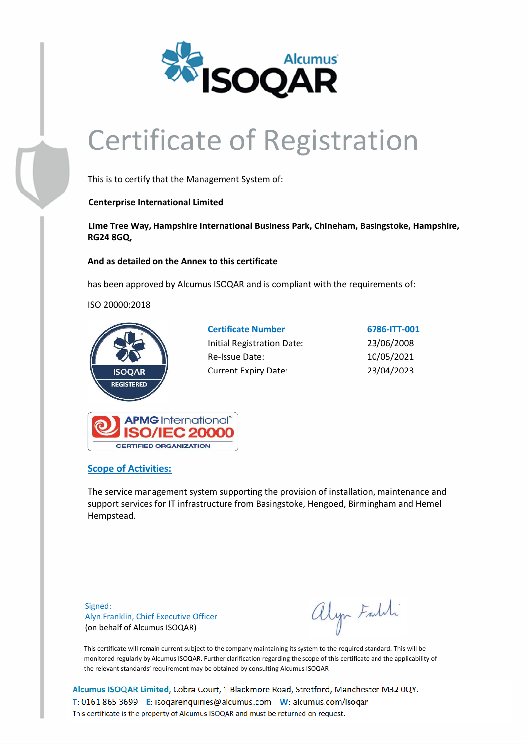# Certificate of Registration

This is to certify that the Management System of:

**Centerprise International Limited**

**Lime Tree Way, Hampshire International Business Park, Chineham, Basingstoke, Hampshire, RG24 8GQ,**

**And as detailed on the Annex to this certificate**

has been approved by Alcumus ISOQAR and is compliant with the requirements of:

ISO 20000:2018

| **Certificate Number** | **6786-ITT-001** |
|---|---|
| Initial Registration Date: | 23/06/2008 |
| Re-Issue Date: | 10/05/2021 |
| Current Expiry Date: | 23/04/2023 |

## Scope of Activities:

The service management system supporting the provision of installation, maintenance and support services for IT infrastructure from Basingstoke, Hengoed, Birmingham and Hemel Hempstead.

Signed:
Alyn Franklin, Chief Executive Officer
(on behalf of Alcumus ISOQAR)

This certificate will remain current subject to the company maintaining its system to the required standard. This will be monitored regularly by Alcumus ISOQAR. Further clarification regarding the scope of this certificate and the applicability of the relevant standards' requirement may be obtained by consulting Alcumus ISOQAR

**Alcumus ISOQAR Limited**, Cobra Court, 1 Blackmore Road, Stretford, Manchester M32 0QY.
T: 0161 865 3699 E: isoqarenquiries@alcumus.com W: alcumus.com/isoqar
This certificate is the property of Alcumus ISOQAR and must be returned on request.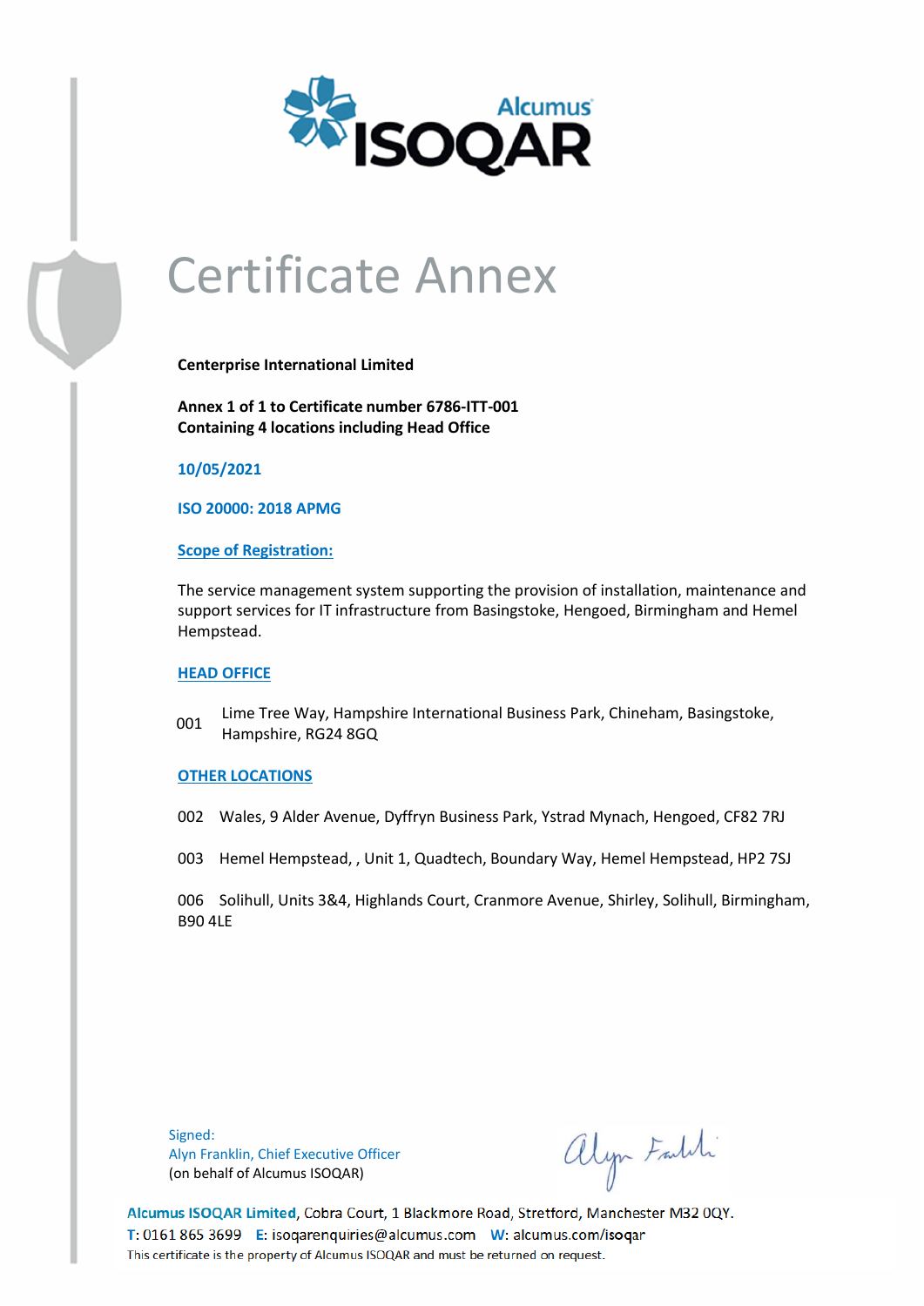Alcumus ISOQAR

# Certificate Annex

**Centerprise International Limited**

**Annex 1 of 1 to Certificate number 6786-ITT-001**
**Containing 4 locations including Head Office**

**10/05/2021**

**ISO 20000: 2018 APMG**

**Scope of Registration:**

The service management system supporting the provision of installation, maintenance and support services for IT infrastructure from Basingstoke, Hengoed, Birmingham and Hemel Hempstead.

**HEAD OFFICE**

001 Lime Tree Way, Hampshire International Business Park, Chineham, Basingstoke, Hampshire, RG24 8GQ

**OTHER LOCATIONS**

002 Wales, 9 Alder Avenue, Dyffryn Business Park, Ystrad Mynach, Hengoed, CF82 7RJ

003 Hemel Hempstead, , Unit 1, Quadtech, Boundary Way, Hemel Hempstead, HP2 7SJ

006 Solihull, Units 3&4, Highlands Court, Cranmore Avenue, Shirley, Solihull, Birmingham, B90 4LE

Signed:
Alyn Franklin, Chief Executive Officer
(on behalf of Alcumus ISOQAR)

**Alcumus ISOQAR Limited**, Cobra Court, 1 Blackmore Road, Stretford, Manchester M32 0QY.
T: 0161 865 3699 E: isoqarenquiries@alcumus.com W: alcumus.com/isoqar
This certificate is the property of Alcumus ISOQAR and must be returned on request.